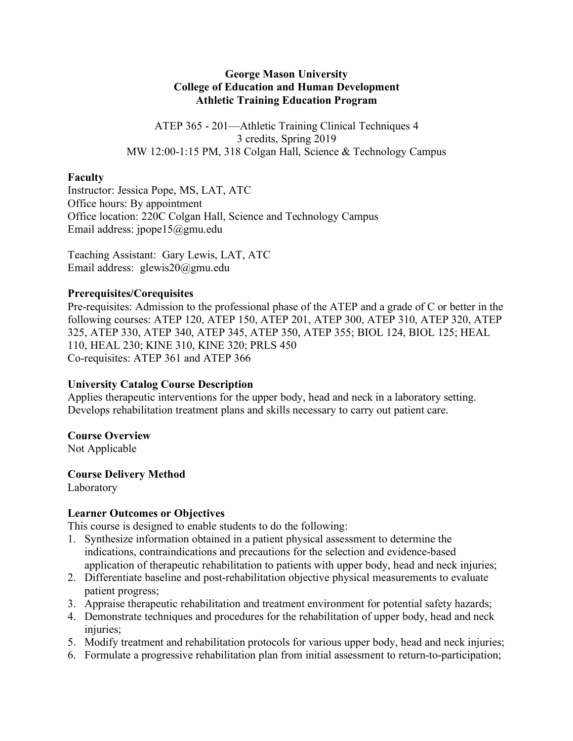**George Mason University**
**College of Education and Human Development**
**Athletic Training Education Program**

ATEP 365 - 201—Athletic Training Clinical Techniques 4
3 credits, Spring 2019
MW 12:00-1:15 PM, 318 Colgan Hall, Science & Technology Campus

**Faculty**
Instructor: Jessica Pope, MS, LAT, ATC
Office hours: By appointment
Office location: 220C Colgan Hall, Science and Technology Campus
Email address: jpope15@gmu.edu

Teaching Assistant: Gary Lewis, LAT, ATC
Email address: glewis20@gmu.edu

**Prerequisites/Corequisites**
Pre-requisites: Admission to the professional phase of the ATEP and a grade of C or better in the following courses: ATEP 120, ATEP 150, ATEP 201, ATEP 300, ATEP 310, ATEP 320, ATEP 325, ATEP 330, ATEP 340, ATEP 345, ATEP 350, ATEP 355; BIOL 124, BIOL 125; HEAL 110, HEAL 230; KINE 310, KINE 320; PRLS 450
Co-requisites: ATEP 361 and ATEP 366

**University Catalog Course Description**
Applies therapeutic interventions for the upper body, head and neck in a laboratory setting. Develops rehabilitation treatment plans and skills necessary to carry out patient care.

**Course Overview**
Not Applicable

**Course Delivery Method**
Laboratory

**Learner Outcomes or Objectives**
This course is designed to enable students to do the following:

1. Synthesize information obtained in a patient physical assessment to determine the indications, contraindications and precautions for the selection and evidence-based application of therapeutic rehabilitation to patients with upper body, head and neck injuries;
2. Differentiate baseline and post-rehabilitation objective physical measurements to evaluate patient progress;
3. Appraise therapeutic rehabilitation and treatment environment for potential safety hazards;
4. Demonstrate techniques and procedures for the rehabilitation of upper body, head and neck injuries;
5. Modify treatment and rehabilitation protocols for various upper body, head and neck injuries;
6. Formulate a progressive rehabilitation plan from initial assessment to return-to-participation;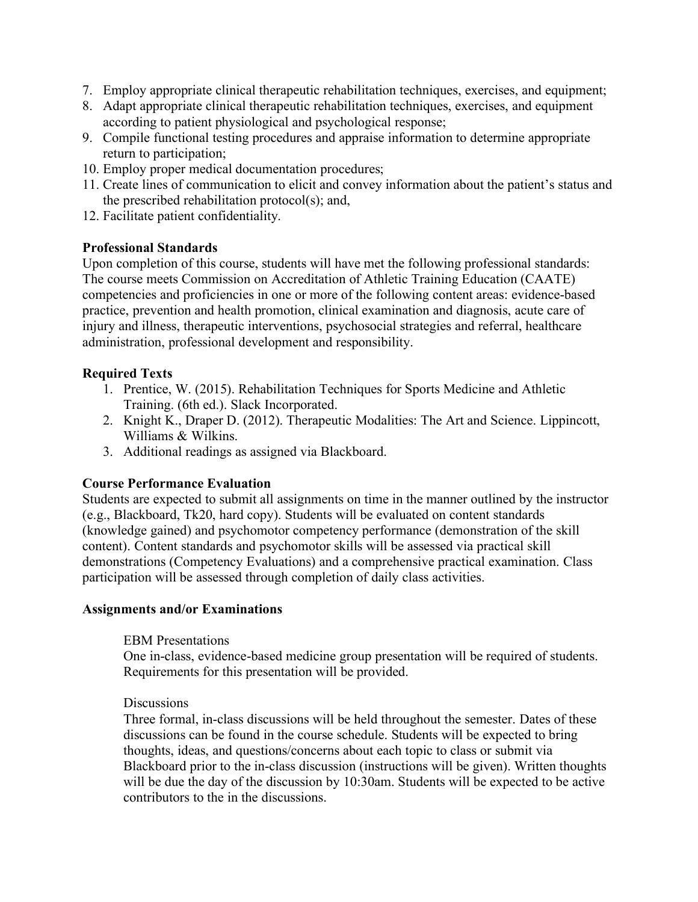7. Employ appropriate clinical therapeutic rehabilitation techniques, exercises, and equipment;
8. Adapt appropriate clinical therapeutic rehabilitation techniques, exercises, and equipment according to patient physiological and psychological response;
9. Compile functional testing procedures and appraise information to determine appropriate return to participation;
10. Employ proper medical documentation procedures;
11. Create lines of communication to elicit and convey information about the patient's status and the prescribed rehabilitation protocol(s); and,
12. Facilitate patient confidentiality.

**Professional Standards**

Upon completion of this course, students will have met the following professional standards: The course meets Commission on Accreditation of Athletic Training Education (CAATE) competencies and proficiencies in one or more of the following content areas: evidence-based practice, prevention and health promotion, clinical examination and diagnosis, acute care of injury and illness, therapeutic interventions, psychosocial strategies and referral, healthcare administration, professional development and responsibility.

**Required Texts**

1. Prentice, W. (2015). Rehabilitation Techniques for Sports Medicine and Athletic Training. (6th ed.). Slack Incorporated.
2. Knight K., Draper D. (2012). Therapeutic Modalities: The Art and Science. Lippincott, Williams & Wilkins.
3. Additional readings as assigned via Blackboard.

**Course Performance Evaluation**

Students are expected to submit all assignments on time in the manner outlined by the instructor (e.g., Blackboard, Tk20, hard copy). Students will be evaluated on content standards (knowledge gained) and psychomotor competency performance (demonstration of the skill content). Content standards and psychomotor skills will be assessed via practical skill demonstrations (Competency Evaluations) and a comprehensive practical examination. Class participation will be assessed through completion of daily class activities.

**Assignments and/or Examinations**

EBM Presentations

One in-class, evidence-based medicine group presentation will be required of students. Requirements for this presentation will be provided.

Discussions

Three formal, in-class discussions will be held throughout the semester. Dates of these discussions can be found in the course schedule. Students will be expected to bring thoughts, ideas, and questions/concerns about each topic to class or submit via Blackboard prior to the in-class discussion (instructions will be given). Written thoughts will be due the day of the discussion by 10:30am. Students will be expected to be active contributors to the in the discussions.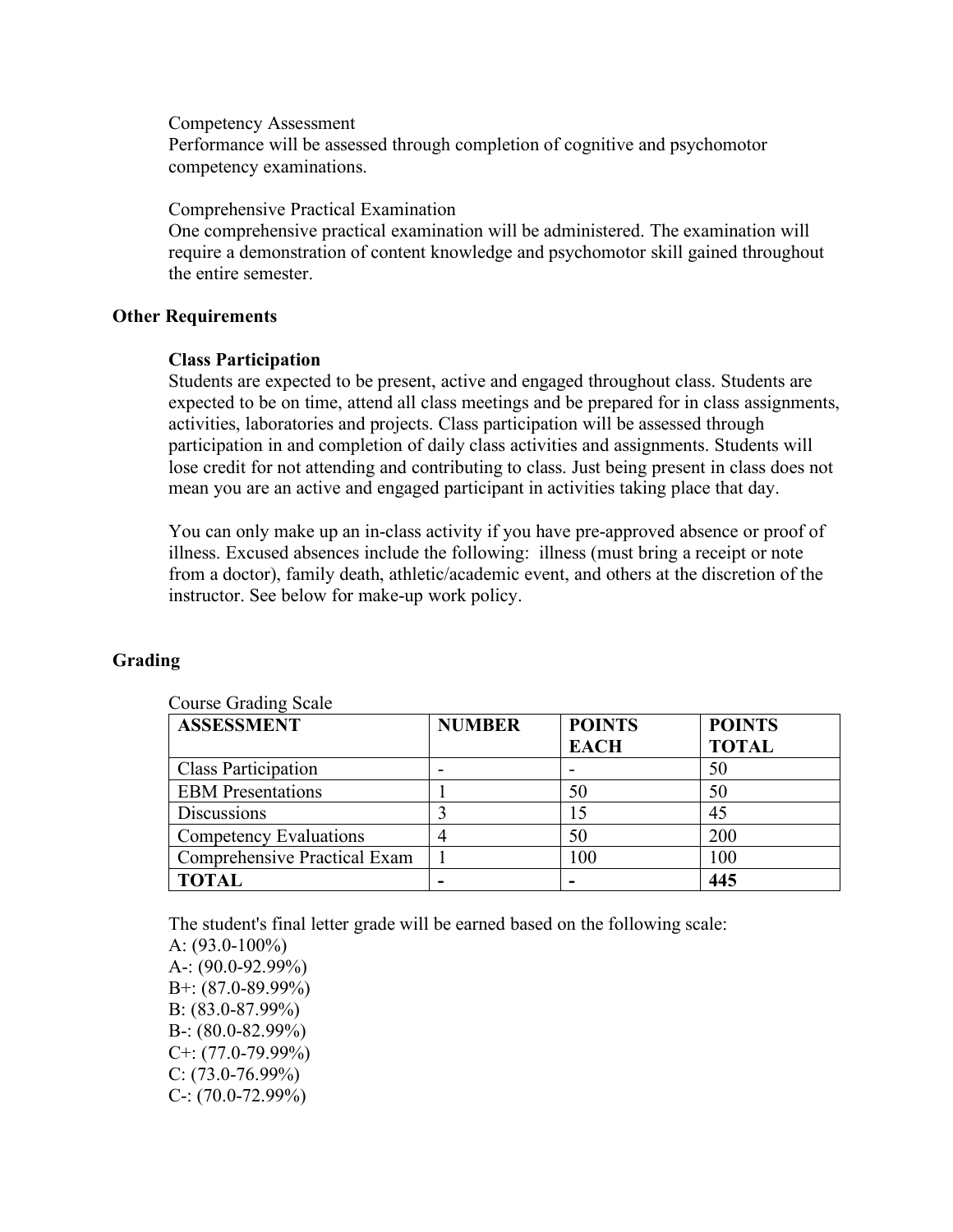Competency Assessment

Performance will be assessed through completion of cognitive and psychomotor competency examinations.

Comprehensive Practical Examination

One comprehensive practical examination will be administered. The examination will require a demonstration of content knowledge and psychomotor skill gained throughout the entire semester.

## Other Requirements

### Class Participation

Students are expected to be present, active and engaged throughout class. Students are expected to be on time, attend all class meetings and be prepared for in class assignments, activities, laboratories and projects. Class participation will be assessed through participation in and completion of daily class activities and assignments. Students will lose credit for not attending and contributing to class. Just being present in class does not mean you are an active and engaged participant in activities taking place that day.

You can only make up an in-class activity if you have pre-approved absence or proof of illness. Excused absences include the following: illness (must bring a receipt or note from a doctor), family death, athletic/academic event, and others at the discretion of the instructor. See below for make-up work policy.

## Grading

Course Grading Scale

| **ASSESSMENT** | **NUMBER** | **POINTS EACH** | **POINTS TOTAL** |
|---|---|---|---|
| Class Participation | - | - | 50 |
| EBM Presentations | 1 | 50 | 50 |
| Discussions | 3 | 15 | 45 |
| Competency Evaluations | 4 | 50 | 200 |
| Comprehensive Practical Exam | 1 | 100 | 100 |
| **TOTAL** | **-** | **-** | **445** |

The student's final letter grade will be earned based on the following scale:

A: (93.0-100%)
A-: (90.0-92.99%)
B+: (87.0-89.99%)
B: (83.0-87.99%)
B-: (80.0-82.99%)
C+: (77.0-79.99%)
C: (73.0-76.99%)
C-: (70.0-72.99%)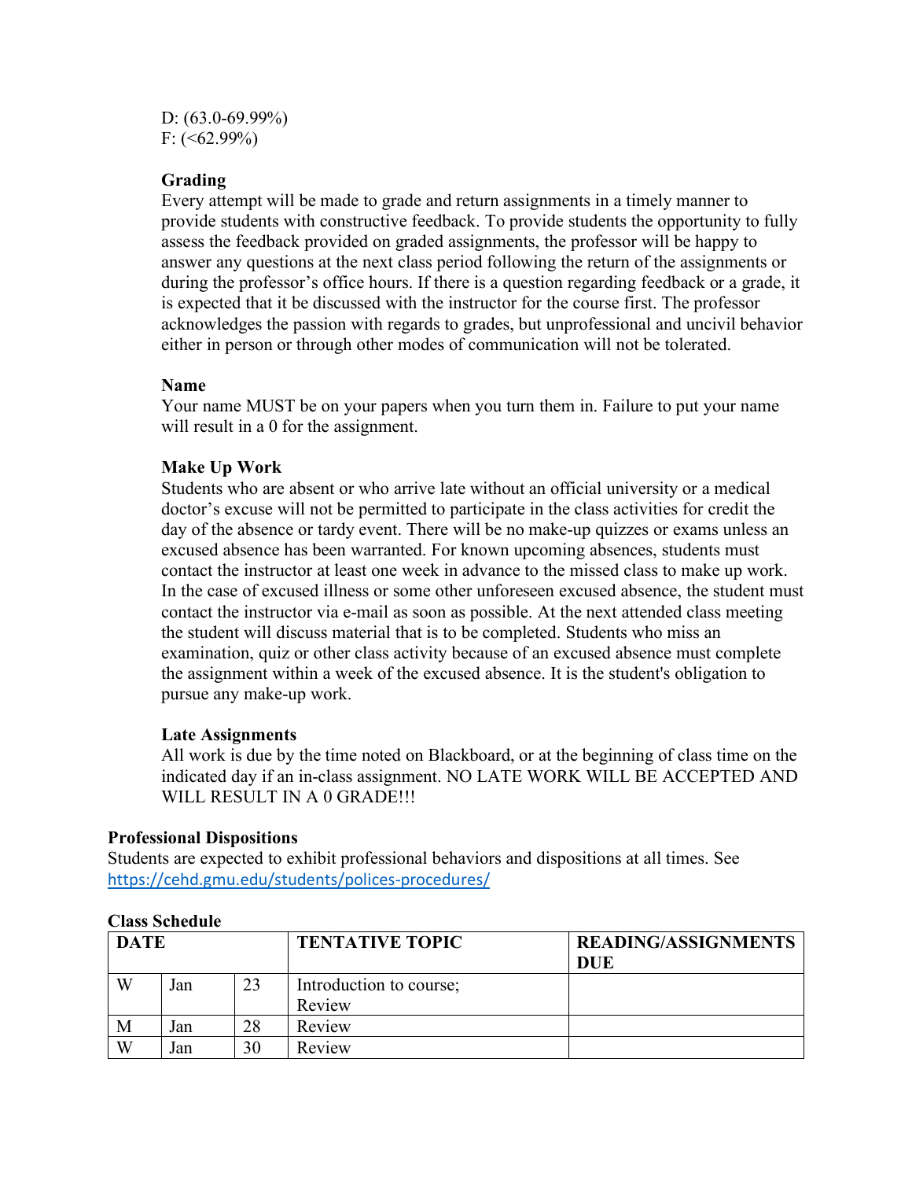D: (63.0-69.99%)
F: (<62.99%)

### Grading

Every attempt will be made to grade and return assignments in a timely manner to provide students with constructive feedback. To provide students the opportunity to fully assess the feedback provided on graded assignments, the professor will be happy to answer any questions at the next class period following the return of the assignments or during the professor's office hours. If there is a question regarding feedback or a grade, it is expected that it be discussed with the instructor for the course first. The professor acknowledges the passion with regards to grades, but unprofessional and uncivil behavior either in person or through other modes of communication will not be tolerated.

### Name

Your name MUST be on your papers when you turn them in. Failure to put your name will result in a 0 for the assignment.

### Make Up Work

Students who are absent or who arrive late without an official university or a medical doctor's excuse will not be permitted to participate in the class activities for credit the day of the absence or tardy event. There will be no make-up quizzes or exams unless an excused absence has been warranted. For known upcoming absences, students must contact the instructor at least one week in advance to the missed class to make up work. In the case of excused illness or some other unforeseen excused absence, the student must contact the instructor via e-mail as soon as possible. At the next attended class meeting the student will discuss material that is to be completed. Students who miss an examination, quiz or other class activity because of an excused absence must complete the assignment within a week of the excused absence. It is the student's obligation to pursue any make-up work.

### Late Assignments

All work is due by the time noted on Blackboard, or at the beginning of class time on the indicated day if an in-class assignment. NO LATE WORK WILL BE ACCEPTED AND WILL RESULT IN A 0 GRADE!!!

## Professional Dispositions

Students are expected to exhibit professional behaviors and dispositions at all times. See https://cehd.gmu.edu/students/polices-procedures/

## Class Schedule

| DATE | | | TENTATIVE TOPIC | READING/ASSIGNMENTS DUE |
|---|---|---|---|---|
| W | Jan | 23 | Introduction to course; Review | |
| M | Jan | 28 | Review | |
| W | Jan | 30 | Review | |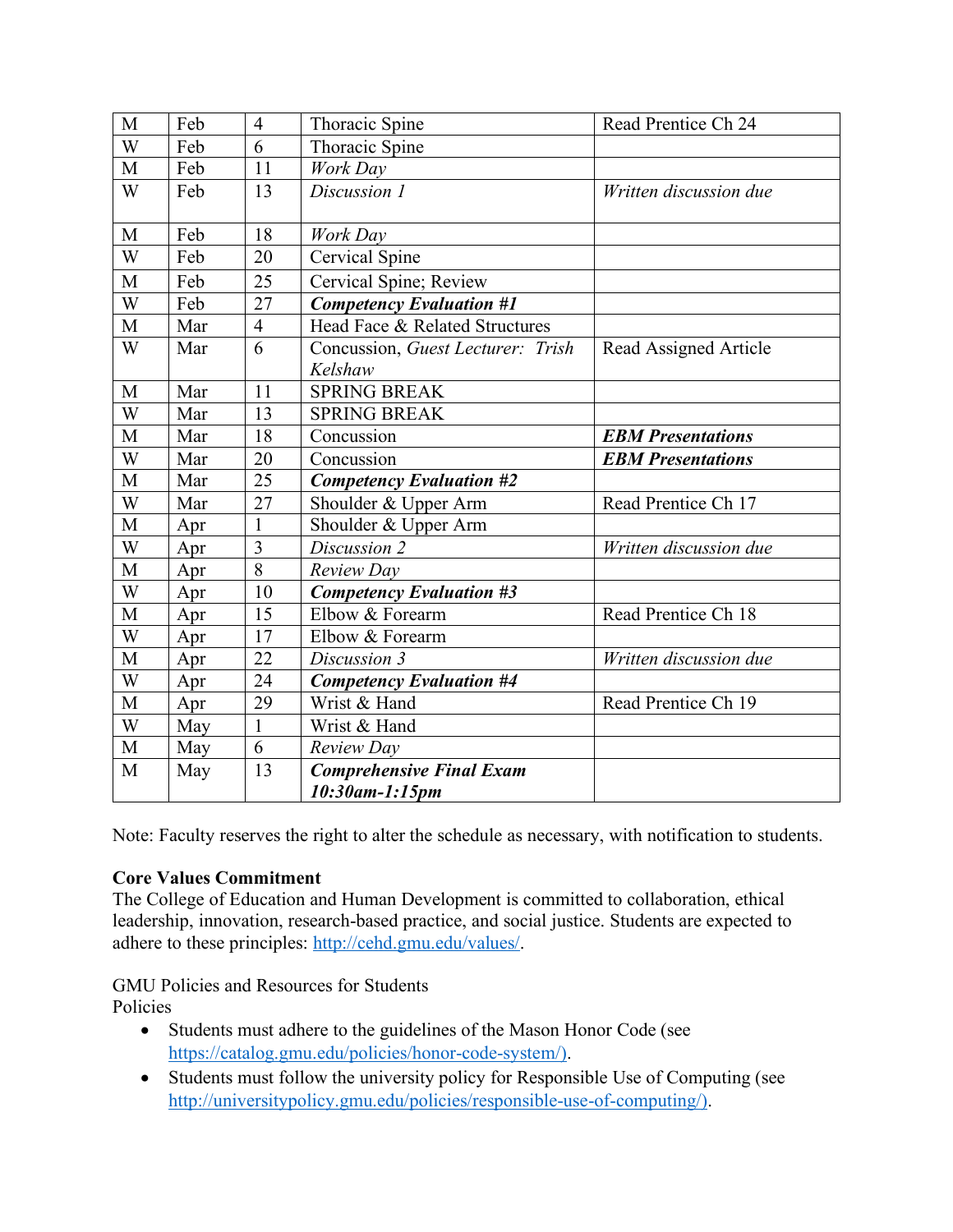| | | | | |
|---|---|---|---|---|
| M | Feb | 4 | Thoracic Spine | Read Prentice Ch 24 |
| W | Feb | 6 | Thoracic Spine | |
| M | Feb | 11 | *Work Day* | |
| W | Feb | 13 | *Discussion 1* | *Written discussion due* |
| M | Feb | 18 | *Work Day* | |
| W | Feb | 20 | Cervical Spine | |
| M | Feb | 25 | Cervical Spine; Review | |
| W | Feb | 27 | ***Competency Evaluation #1*** | |
| M | Mar | 4 | Head Face & Related Structures | |
| W | Mar | 6 | Concussion, *Guest Lecturer: Trish Kelshaw* | Read Assigned Article |
| M | Mar | 11 | SPRING BREAK | |
| W | Mar | 13 | SPRING BREAK | |
| M | Mar | 18 | Concussion | ***EBM Presentations*** |
| W | Mar | 20 | Concussion | ***EBM Presentations*** |
| M | Mar | 25 | ***Competency Evaluation #2*** | |
| W | Mar | 27 | Shoulder & Upper Arm | Read Prentice Ch 17 |
| M | Apr | 1 | Shoulder & Upper Arm | |
| W | Apr | 3 | *Discussion 2* | *Written discussion due* |
| M | Apr | 8 | *Review Day* | |
| W | Apr | 10 | ***Competency Evaluation #3*** | |
| M | Apr | 15 | Elbow & Forearm | Read Prentice Ch 18 |
| W | Apr | 17 | Elbow & Forearm | |
| M | Apr | 22 | *Discussion 3* | *Written discussion due* |
| W | Apr | 24 | ***Competency Evaluation #4*** | |
| M | Apr | 29 | Wrist & Hand | Read Prentice Ch 19 |
| W | May | 1 | Wrist & Hand | |
| M | May | 6 | *Review Day* | |
| M | May | 13 | ***Comprehensive Final Exam 10:30am-1:15pm*** | |

Note: Faculty reserves the right to alter the schedule as necessary, with notification to students.

**Core Values Commitment**
The College of Education and Human Development is committed to collaboration, ethical leadership, innovation, research-based practice, and social justice. Students are expected to adhere to these principles: http://cehd.gmu.edu/values/.

GMU Policies and Resources for Students
Policies

- Students must adhere to the guidelines of the Mason Honor Code (see https://catalog.gmu.edu/policies/honor-code-system/).
- Students must follow the university policy for Responsible Use of Computing (see http://universitypolicy.gmu.edu/policies/responsible-use-of-computing/).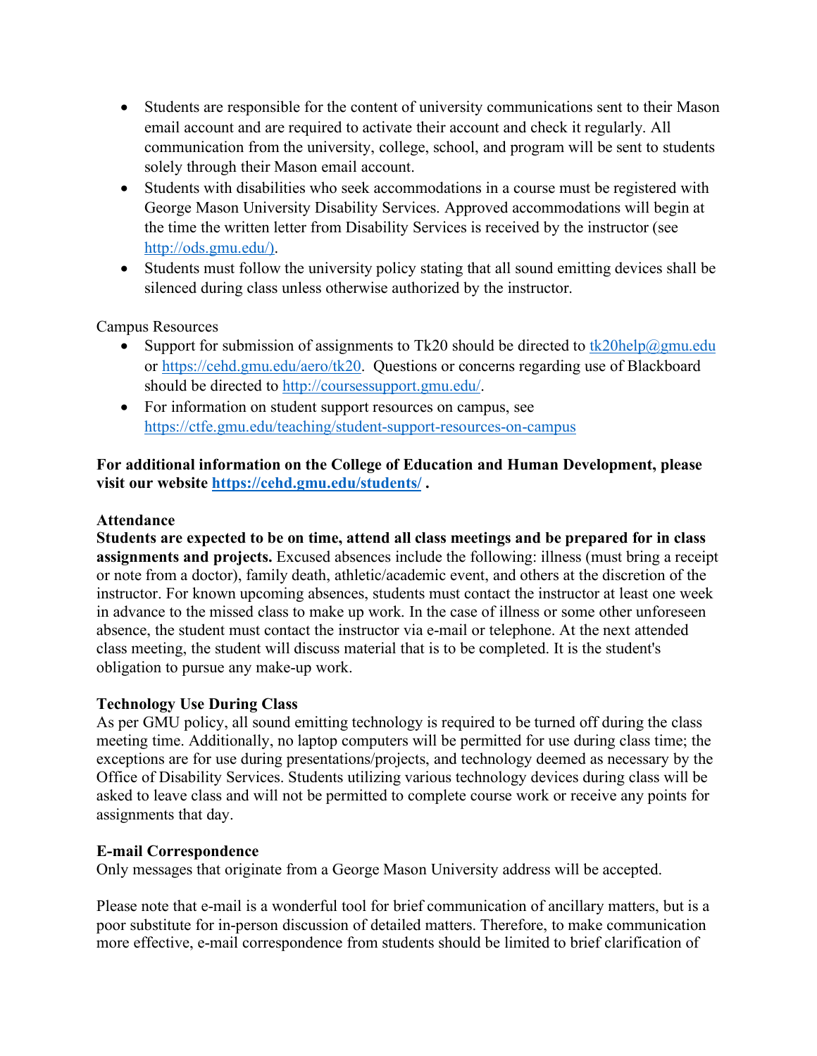- Students are responsible for the content of university communications sent to their Mason email account and are required to activate their account and check it regularly. All communication from the university, college, school, and program will be sent to students solely through their Mason email account.
- Students with disabilities who seek accommodations in a course must be registered with George Mason University Disability Services. Approved accommodations will begin at the time the written letter from Disability Services is received by the instructor (see http://ods.gmu.edu/).
- Students must follow the university policy stating that all sound emitting devices shall be silenced during class unless otherwise authorized by the instructor.

Campus Resources

- Support for submission of assignments to Tk20 should be directed to tk20help@gmu.edu or https://cehd.gmu.edu/aero/tk20. Questions or concerns regarding use of Blackboard should be directed to http://coursessupport.gmu.edu/.
- For information on student support resources on campus, see https://ctfe.gmu.edu/teaching/student-support-resources-on-campus

**For additional information on the College of Education and Human Development, please visit our website https://cehd.gmu.edu/students/ .**

**Attendance**

**Students are expected to be on time, attend all class meetings and be prepared for in class assignments and projects.** Excused absences include the following: illness (must bring a receipt or note from a doctor), family death, athletic/academic event, and others at the discretion of the instructor. For known upcoming absences, students must contact the instructor at least one week in advance to the missed class to make up work. In the case of illness or some other unforeseen absence, the student must contact the instructor via e-mail or telephone. At the next attended class meeting, the student will discuss material that is to be completed. It is the student's obligation to pursue any make-up work.

**Technology Use During Class**

As per GMU policy, all sound emitting technology is required to be turned off during the class meeting time. Additionally, no laptop computers will be permitted for use during class time; the exceptions are for use during presentations/projects, and technology deemed as necessary by the Office of Disability Services. Students utilizing various technology devices during class will be asked to leave class and will not be permitted to complete course work or receive any points for assignments that day.

**E-mail Correspondence**

Only messages that originate from a George Mason University address will be accepted.

Please note that e-mail is a wonderful tool for brief communication of ancillary matters, but is a poor substitute for in-person discussion of detailed matters. Therefore, to make communication more effective, e-mail correspondence from students should be limited to brief clarification of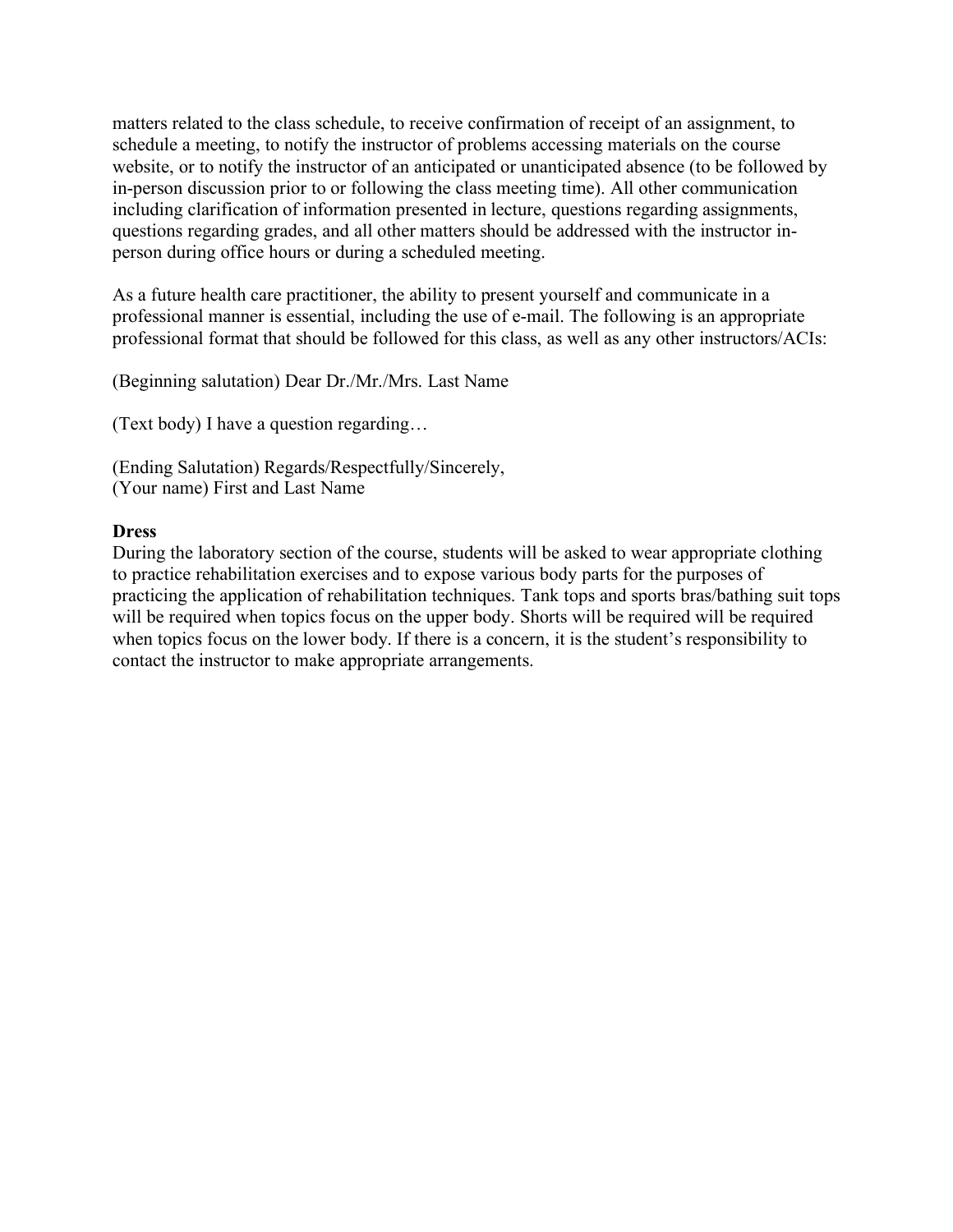matters related to the class schedule, to receive confirmation of receipt of an assignment, to schedule a meeting, to notify the instructor of problems accessing materials on the course website, or to notify the instructor of an anticipated or unanticipated absence (to be followed by in-person discussion prior to or following the class meeting time). All other communication including clarification of information presented in lecture, questions regarding assignments, questions regarding grades, and all other matters should be addressed with the instructor in-person during office hours or during a scheduled meeting.

As a future health care practitioner, the ability to present yourself and communicate in a professional manner is essential, including the use of e-mail. The following is an appropriate professional format that should be followed for this class, as well as any other instructors/ACIs:

(Beginning salutation) Dear Dr./Mr./Mrs. Last Name

(Text body) I have a question regarding…

(Ending Salutation) Regards/Respectfully/Sincerely,
(Your name) First and Last Name

**Dress**

During the laboratory section of the course, students will be asked to wear appropriate clothing to practice rehabilitation exercises and to expose various body parts for the purposes of practicing the application of rehabilitation techniques. Tank tops and sports bras/bathing suit tops will be required when topics focus on the upper body. Shorts will be required will be required when topics focus on the lower body. If there is a concern, it is the student's responsibility to contact the instructor to make appropriate arrangements.